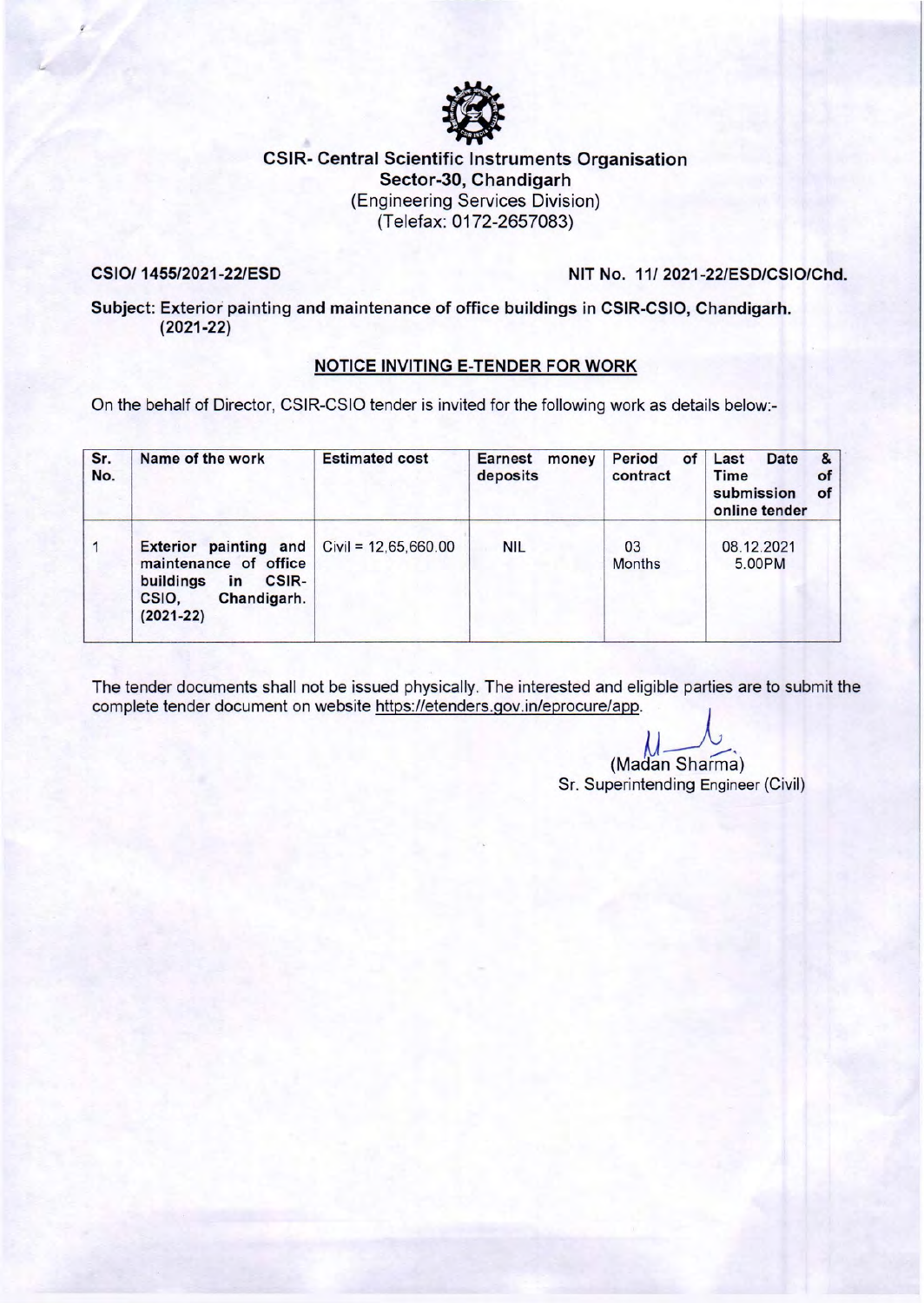# CSIR- Central Scientific Instruments Organisation

**Sector-30, Chandigarh**

(Engineering Services Division)

(Telefax: 0172-2657083)

**CSIO/ 1455/2021-22/ESD** **NIT No. 11/ 2021-22/ESD/CSIO/Chd.**

**Subject: Exterior painting and maintenance of office buildings in CSIR-CSIO, Chandigarh. (2021-22)**

## NOTICE INVITING E-TENDER FOR WORK

On the behalf of Director, CSIR-CSIO tender is invited for the following work as details below:-

| Sr. No. | Name of the work | Estimated cost | Earnest money deposits | Period of contract | Last Date & Time of submission of online tender |
|---|---|---|---|---|---|
| 1 | **Exterior painting and maintenance of office buildings in CSIR-CSIO, Chandigarh. (2021-22)** | Civil = 12,65,660.00 | NIL | 03 Months | 08.12.2021 5.00PM |

The tender documents shall not be issued physically. The interested and eligible parties are to submit the complete tender document on website https://etenders.gov.in/eprocure/app.

(Madan Sharma)

Sr. Superintending Engineer (Civil)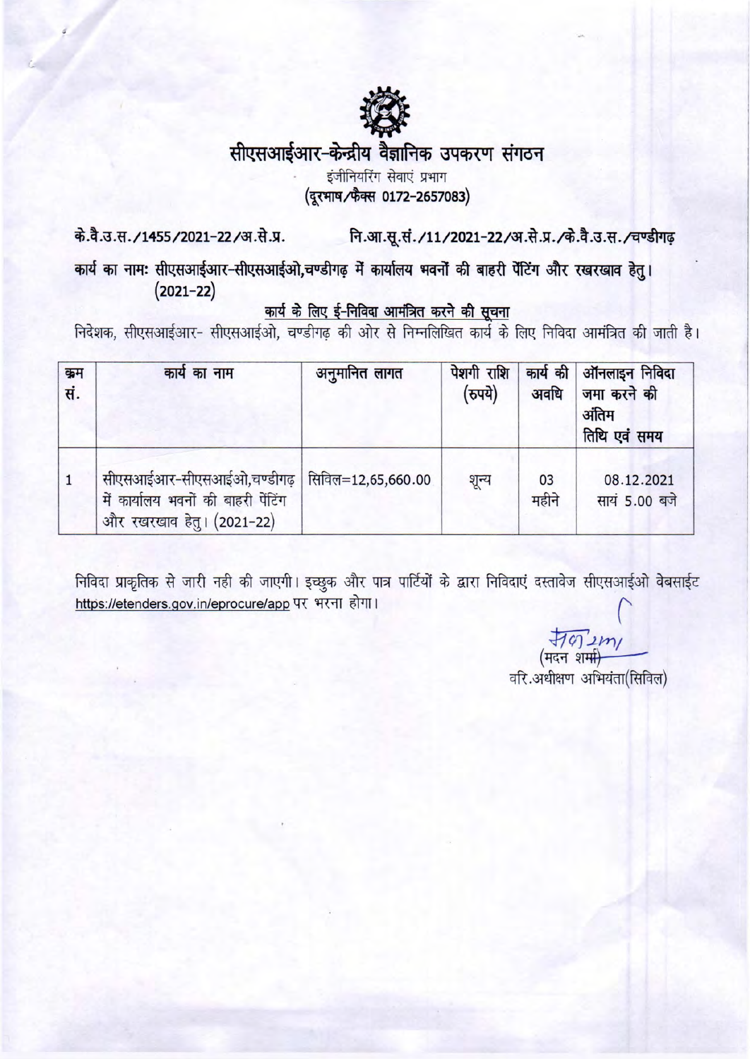# सीएसआईआर-केन्द्रीय वैज्ञानिक उपकरण संगठन

इंजीनियरिंग सेवाएं प्रभाग

**(दूरभाष/फैक्स 0172-2657083)**

**के.वै.उ.स./1455/2021-22/अ.से.प्र.** **नि.आ.सू.सं./11/2021-22/अ.से.प्र./के.वै.उ.स./चण्डीगढ़**

**कार्य का नामः सीएसआईआर-सीएसआईओ,चण्डीगढ़ में कार्यालय भवनों की बाहरी पेंटिंग और रखरखाव हेतु। (2021-22)**

**कार्य के लिए ई-निविदा आमंत्रित करने की सूचना**

निदेशक, सीएसआईआर- सीएसआईओ, चण्डीगढ़ की ओर से निम्नलिखित कार्य के लिए निविदा आमंत्रित की जाती है।

| क्रम सं. | कार्य का नाम | अनुमानित लागत | पेशगी राशि (रुपये) | कार्य की अवधि | ऑनलाइन निविदा जमा करने की अंतिम तिथि एवं समय |
|---|---|---|---|---|---|
| 1 | सीएसआईआर-सीएसआईओ,चण्डीगढ़ में कार्यालय भवनों की बाहरी पेंटिंग और रखरखाव हेतु। (2021-22) | सिविल=12,65,660.00 | शून्य | 03 महीने | 08.12.2021 सायं 5.00 बजे |

निविदा प्राकृतिक से जारी नही की जाएगी। इच्छुक और पात्र पार्टियों के द्वारा निविदाएं दस्तावेज सीएसआईओ वेबसाईट https://etenders.gov.in/eprocure/app पर भरना होगा।

(मदन शर्मा)
वरि.अधीक्षण अभियंता(सिविल)